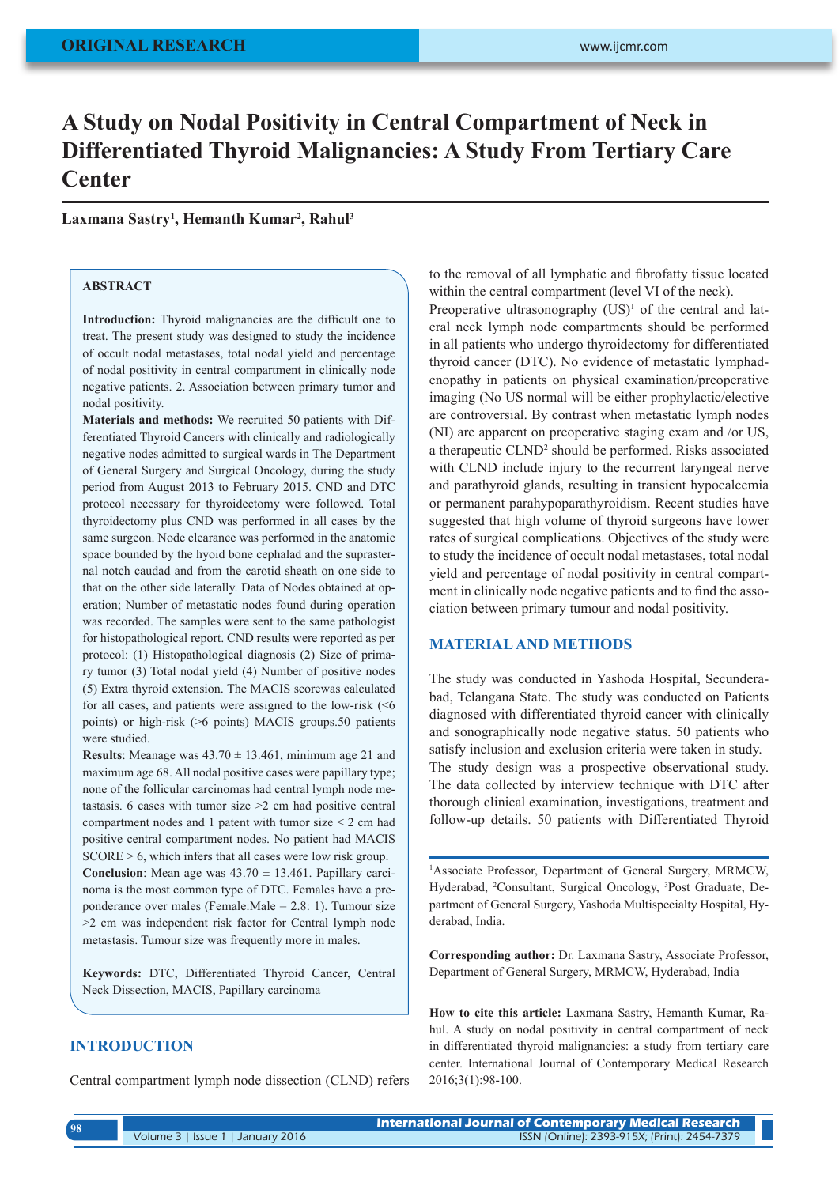ORIGINAL RESEARCH

# A Study on Nodal Positivity in Central Compartment of Neck in Differentiated Thyroid Malignancies: A Study From Tertiary Care Center

**Laxmana Sastry[1], Hemanth Kumar[2], Rahul[3]**

## ABSTRACT

**Introduction:** Thyroid malignancies are the difficult one to treat. The present study was designed to study the incidence of occult nodal metastases, total nodal yield and percentage of nodal positivity in central compartment in clinically node negative patients. 2. Association between primary tumor and nodal positivity.

**Materials and methods:** We recruited 50 patients with Differentiated Thyroid Cancers with clinically and radiologically negative nodes admitted to surgical wards in The Department of General Surgery and Surgical Oncology, during the study period from August 2013 to February 2015. CND and DTC protocol necessary for thyroidectomy were followed. Total thyroidectomy plus CND was performed in all cases by the same surgeon. Node clearance was performed in the anatomic space bounded by the hyoid bone cephalad and the suprasternal notch caudad and from the carotid sheath on one side to that on the other side laterally. Data of Nodes obtained at operation; Number of metastatic nodes found during operation was recorded. The samples were sent to the same pathologist for histopathological report. CND results were reported as per protocol: (1) Histopathological diagnosis (2) Size of primary tumor (3) Total nodal yield (4) Number of positive nodes (5) Extra thyroid extension. The MACIS scorewas calculated for all cases, and patients were assigned to the low-risk (<6 points) or high-risk (>6 points) MACIS groups.50 patients were studied.

**Results**: Meanage was 43.70 ± 13.461, minimum age 21 and maximum age 68. All nodal positive cases were papillary type; none of the follicular carcinomas had central lymph node metastasis. 6 cases with tumor size >2 cm had positive central compartment nodes and 1 patent with tumor size < 2 cm had positive central compartment nodes. No patient had MACIS SCORE > 6, which infers that all cases were low risk group.

**Conclusion**: Mean age was 43.70 ± 13.461. Papillary carcinoma is the most common type of DTC. Females have a preponderance over males (Female:Male = 2.8: 1). Tumour size >2 cm was independent risk factor for Central lymph node metastasis. Tumour size was frequently more in males.

**Keywords:** DTC, Differentiated Thyroid Cancer, Central Neck Dissection, MACIS, Papillary carcinoma

## INTRODUCTION

Central compartment lymph node dissection (CLND) refers to the removal of all lymphatic and fibrofatty tissue located within the central compartment (level VI of the neck).

Preoperative ultrasonography (US)[1] of the central and lateral neck lymph node compartments should be performed in all patients who undergo thyroidectomy for differentiated thyroid cancer (DTC). No evidence of metastatic lymphadenopathy in patients on physical examination/preoperative imaging (No US normal will be either prophylactic/elective are controversial. By contrast when metastatic lymph nodes (NI) are apparent on preoperative staging exam and /or US, a therapeutic CLND[2] should be performed. Risks associated with CLND include injury to the recurrent laryngeal nerve and parathyroid glands, resulting in transient hypocalcemia or permanent parahypoparathyroidism. Recent studies have suggested that high volume of thyroid surgeons have lower rates of surgical complications. Objectives of the study were to study the incidence of occult nodal metastases, total nodal yield and percentage of nodal positivity in central compartment in clinically node negative patients and to find the association between primary tumour and nodal positivity.

## MATERIAL AND METHODS

The study was conducted in Yashoda Hospital, Secunderabad, Telangana State. The study was conducted on Patients diagnosed with differentiated thyroid cancer with clinically and sonographically node negative status. 50 patients who satisfy inclusion and exclusion criteria were taken in study. The study design was a prospective observational study. The data collected by interview technique with DTC after thorough clinical examination, investigations, treatment and follow-up details. 50 patients with Differentiated Thyroid

---

[1]Associate Professor, Department of General Surgery, MRMCW, Hyderabad, [2]Consultant, Surgical Oncology, [3]Post Graduate, Department of General Surgery, Yashoda Multispecialty Hospital, Hyderabad, India.

**Corresponding author:** Dr. Laxmana Sastry, Associate Professor, Department of General Surgery, MRMCW, Hyderabad, India

**How to cite this article:** Laxmana Sastry, Hemanth Kumar, Rahul. A study on nodal positivity in central compartment of neck in differentiated thyroid malignancies: a study from tertiary care center. International Journal of Contemporary Medical Research 2016;3(1):98-100.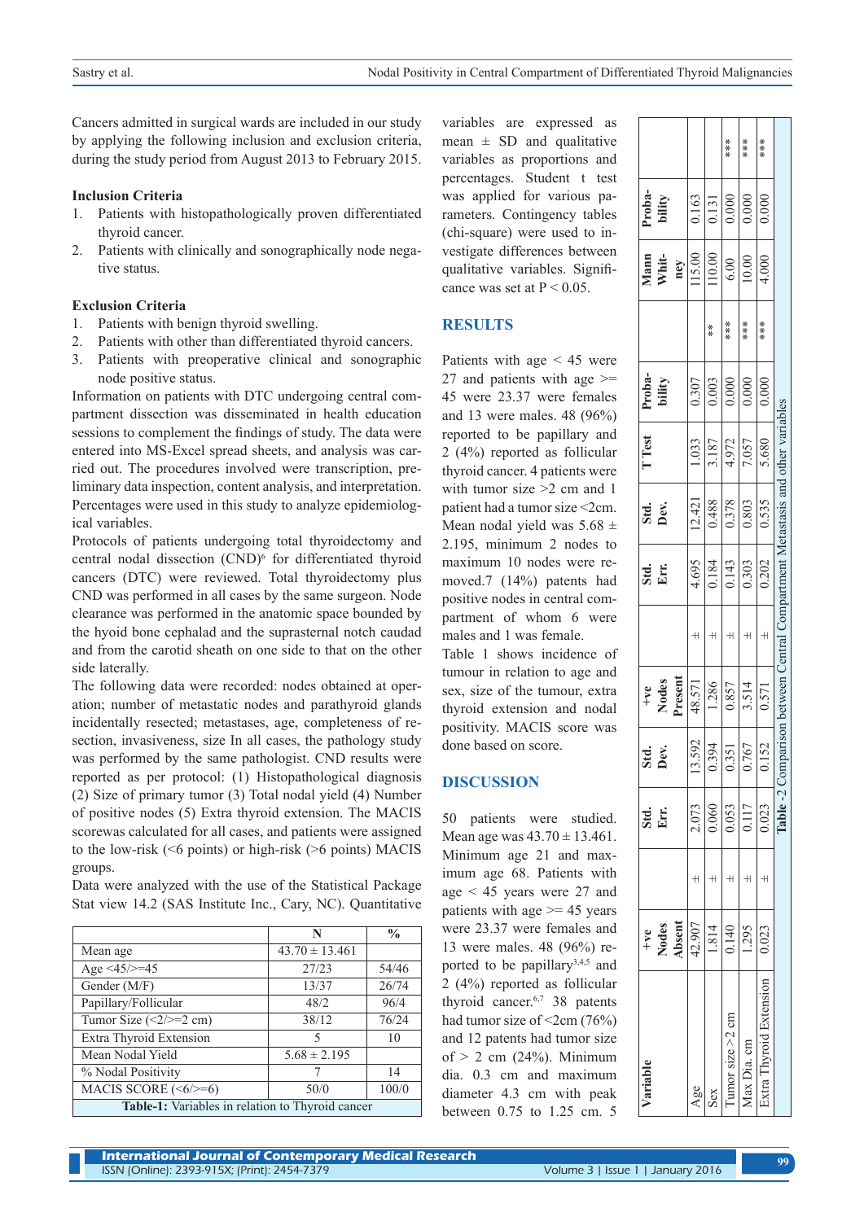Cancers admitted in surgical wards are included in our study by applying the following inclusion and exclusion criteria, during the study period from August 2013 to February 2015.

**Inclusion Criteria**

1. Patients with histopathologically proven differentiated thyroid cancer.
2. Patients with clinically and sonographically node negative status.

**Exclusion Criteria**

1. Patients with benign thyroid swelling.
2. Patients with other than differentiated thyroid cancers.
3. Patients with preoperative clinical and sonographic node positive status.

Information on patients with DTC undergoing central compartment dissection was disseminated in health education sessions to complement the findings of study. The data were entered into MS-Excel spread sheets, and analysis was carried out. The procedures involved were transcription, preliminary data inspection, content analysis, and interpretation. Percentages were used in this study to analyze epidemiological variables.

Protocols of patients undergoing total thyroidectomy and central nodal dissection (CND)[6] for differentiated thyroid cancers (DTC) were reviewed. Total thyroidectomy plus CND was performed in all cases by the same surgeon. Node clearance was performed in the anatomic space bounded by the hyoid bone cephalad and the suprasternal notch caudad and from the carotid sheath on one side to that on the other side laterally.

The following data were recorded: nodes obtained at operation; number of metastatic nodes and parathyroid glands incidentally resected; metastases, age, completeness of resection, invasiveness, size In all cases, the pathology study was performed by the same pathologist. CND results were reported as per protocol: (1) Histopathological diagnosis (2) Size of primary tumor (3) Total nodal yield (4) Number of positive nodes (5) Extra thyroid extension. The MACIS scorewas calculated for all cases, and patients were assigned to the low-risk (<6 points) or high-risk (>6 points) MACIS groups.

Data were analyzed with the use of the Statistical Package Stat view 14.2 (SAS Institute Inc., Cary, NC). Quantitative variables are expressed as mean ± SD and qualitative variables as proportions and percentages. Student t test was applied for various parameters. Contingency tables (chi-square) were used to investigate differences between qualitative variables. Significance was set at P < 0.05.

| | N | % |
|---|---|---|
| Mean age | 43.70 ± 13.461 | |
| Age <45/>=45 | 27/23 | 54/46 |
| Gender (M/F) | 13/37 | 26/74 |
| Papillary/Follicular | 48/2 | 96/4 |
| Tumor Size (<2/>=2 cm) | 38/12 | 76/24 |
| Extra Thyroid Extension | 5 | 10 |
| Mean Nodal Yield | 5.68 ± 2.195 | |
| % Nodal Positivity | 7 | 14 |
| MACIS SCORE (<6/>=6) | 50/0 | 100/0 |

**Table-1:** Variables in relation to Thyroid cancer

## RESULTS

Patients with age < 45 were 27 and patients with age >= 45 were 23.37 were females and 13 were males. 48 (96%) reported to be papillary and 2 (4%) reported as follicular thyroid cancer. 4 patients were with tumor size >2 cm and 1 patient had a tumor size <2cm. Mean nodal yield was 5.68 ± 2.195, minimum 2 nodes to maximum 10 nodes were removed.7 (14%) patents had positive nodes in central compartment of whom 6 were males and 1 was female.

Table 1 shows incidence of tumour in relation to age and sex, size of the tumour, extra thyroid extension and nodal positivity. MACIS score was done based on score.

## DISCUSSION

50 patients were studied. Mean age was 43.70 ± 13.461. Minimum age 21 and maximum age 68. Patients with age < 45 years were 27 and patients with age >= 45 years were 23.37 were females and 13 were males. 48 (96%) reported to be papillary[3,4,5] and 2 (4%) reported as follicular thyroid cancer.[6,7] 38 patents had tumor size of <2cm (76%) and 12 patents had tumor size of > 2 cm (24%). Minimum dia. 0.3 cm and maximum diameter 4.3 cm with peak between 0.75 to 1.25 cm. 5

| Variable | +ve Nodes Absent | | Std. Err. | Std. Dev. | +ve Nodes Present | | Std. Err. | Std. Dev. | T Test | Probability | | Mann Whitney | Probability | |
|---|---|---|---|---|---|---|---|---|---|---|---|---|---|---|
| Age | 42.907 | ± | 2.073 | 13.592 | 48.571 | ± | 4.695 | 12.421 | 1.033 | 0.307 | | 115.00 | 0.163 | |
| Sex | 1.814 | ± | 0.060 | 0.394 | 1.286 | ± | 0.184 | 0.488 | 3.187 | 0.003 | ** | 110.00 | 0.131 | |
| Tumor size >2 cm | 0.140 | ± | 0.053 | 0.351 | 0.857 | ± | 0.143 | 0.378 | 4.972 | 0.000 | *** | 6.00 | 0.000 | *** |
| Max Dia. cm | 1.295 | ± | 0.117 | 0.767 | 3.514 | ± | 0.303 | 0.803 | 7.057 | 0.000 | *** | 10.00 | 0.000 | *** |
| Extra Thyroid Extension | 0.023 | ± | 0.023 | 0.152 | 0.571 | ± | 0.202 | 0.535 | 5.680 | 0.000 | *** | 4.000 | 0.000 | *** |

**Table -2** Comparison between Central Compartment Metastasis and other variables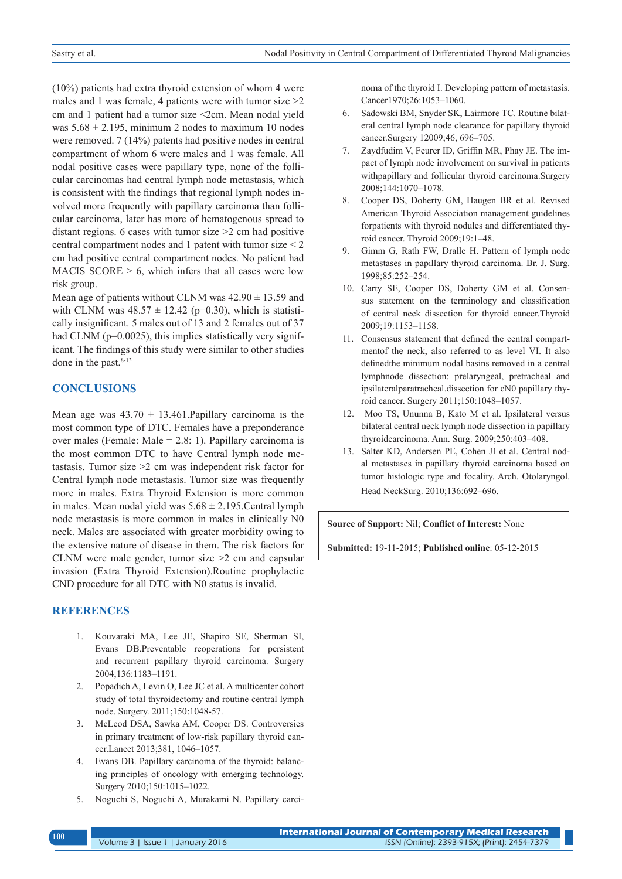(10%) patients had extra thyroid extension of whom 4 were males and 1 was female, 4 patients were with tumor size >2 cm and 1 patient had a tumor size <2cm. Mean nodal yield was 5.68 ± 2.195, minimum 2 nodes to maximum 10 nodes were removed. 7 (14%) patents had positive nodes in central compartment of whom 6 were males and 1 was female. All nodal positive cases were papillary type, none of the follicular carcinomas had central lymph node metastasis, which is consistent with the findings that regional lymph nodes involved more frequently with papillary carcinoma than follicular carcinoma, later has more of hematogenous spread to distant regions. 6 cases with tumor size >2 cm had positive central compartment nodes and 1 patent with tumor size < 2 cm had positive central compartment nodes. No patient had MACIS SCORE > 6, which infers that all cases were low risk group.

Mean age of patients without CLNM was 42.90 ± 13.59 and with CLNM was 48.57 ± 12.42 (p=0.30), which is statistically insignificant. 5 males out of 13 and 2 females out of 37 had CLNM (p=0.0025), this implies statistically very significant. The findings of this study were similar to other studies done in the past.[8-13]

## CONCLUSIONS

Mean age was 43.70 ± 13.461.Papillary carcinoma is the most common type of DTC. Females have a preponderance over males (Female: Male = 2.8: 1). Papillary carcinoma is the most common DTC to have Central lymph node metastasis. Tumor size >2 cm was independent risk factor for Central lymph node metastasis. Tumor size was frequently more in males. Extra Thyroid Extension is more common in males. Mean nodal yield was 5.68 ± 2.195.Central lymph node metastasis is more common in males in clinically N0 neck. Males are associated with greater morbidity owing to the extensive nature of disease in them. The risk factors for CLNM were male gender, tumor size >2 cm and capsular invasion (Extra Thyroid Extension).Routine prophylactic CND procedure for all DTC with N0 status is invalid.

## REFERENCES

1. Kouvaraki MA, Lee JE, Shapiro SE, Sherman SI, Evans DB.Preventable reoperations for persistent and recurrent papillary thyroid carcinoma. Surgery 2004;136:1183–1191.
2. Popadich A, Levin O, Lee JC et al. A multicenter cohort study of total thyroidectomy and routine central lymph node. Surgery. 2011;150:1048-57.
3. McLeod DSA, Sawka AM, Cooper DS. Controversies in primary treatment of low-risk papillary thyroid cancer.Lancet 2013;381, 1046–1057.
4. Evans DB. Papillary carcinoma of the thyroid: balancing principles of oncology with emerging technology. Surgery 2010;150:1015–1022.
5. Noguchi S, Noguchi A, Murakami N. Papillary carcinoma of the thyroid I. Developing pattern of metastasis. Cancer1970;26:1053–1060.
6. Sadowski BM, Snyder SK, Lairmore TC. Routine bilateral central lymph node clearance for papillary thyroid cancer.Surgery 12009;46, 696–705.
7. Zaydfudim V, Feurer ID, Griffin MR, Phay JE. The impact of lymph node involvement on survival in patients withpapillary and follicular thyroid carcinoma.Surgery 2008;144:1070–1078.
8. Cooper DS, Doherty GM, Haugen BR et al. Revised American Thyroid Association management guidelines forpatients with thyroid nodules and differentiated thyroid cancer. Thyroid 2009;19:1–48.
9. Gimm G, Rath FW, Dralle H. Pattern of lymph node metastases in papillary thyroid carcinoma. Br. J. Surg. 1998;85:252–254.
10. Carty SE, Cooper DS, Doherty GM et al. Consensus statement on the terminology and classification of central neck dissection for thyroid cancer.Thyroid 2009;19:1153–1158.
11. Consensus statement that defined the central compartmentof the neck, also referred to as level VI. It also definedthe minimum nodal basins removed in a central lymphnode dissection: prelaryngeal, pretracheal and ipsilateralparatracheal.dissection for cN0 papillary thyroid cancer. Surgery 2011;150:1048–1057.
12. Moo TS, Ununna B, Kato M et al. Ipsilateral versus bilateral central neck lymph node dissection in papillary thyroidcarcinoma. Ann. Surg. 2009;250:403–408.
13. Salter KD, Andersen PE, Cohen JI et al. Central nodal metastases in papillary thyroid carcinoma based on tumor histologic type and focality. Arch. Otolaryngol. Head NeckSurg. 2010;136:692–696.

**Source of Support:** Nil; **Conflict of Interest:** None

**Submitted:** 19-11-2015; **Published online**: 05-12-2015